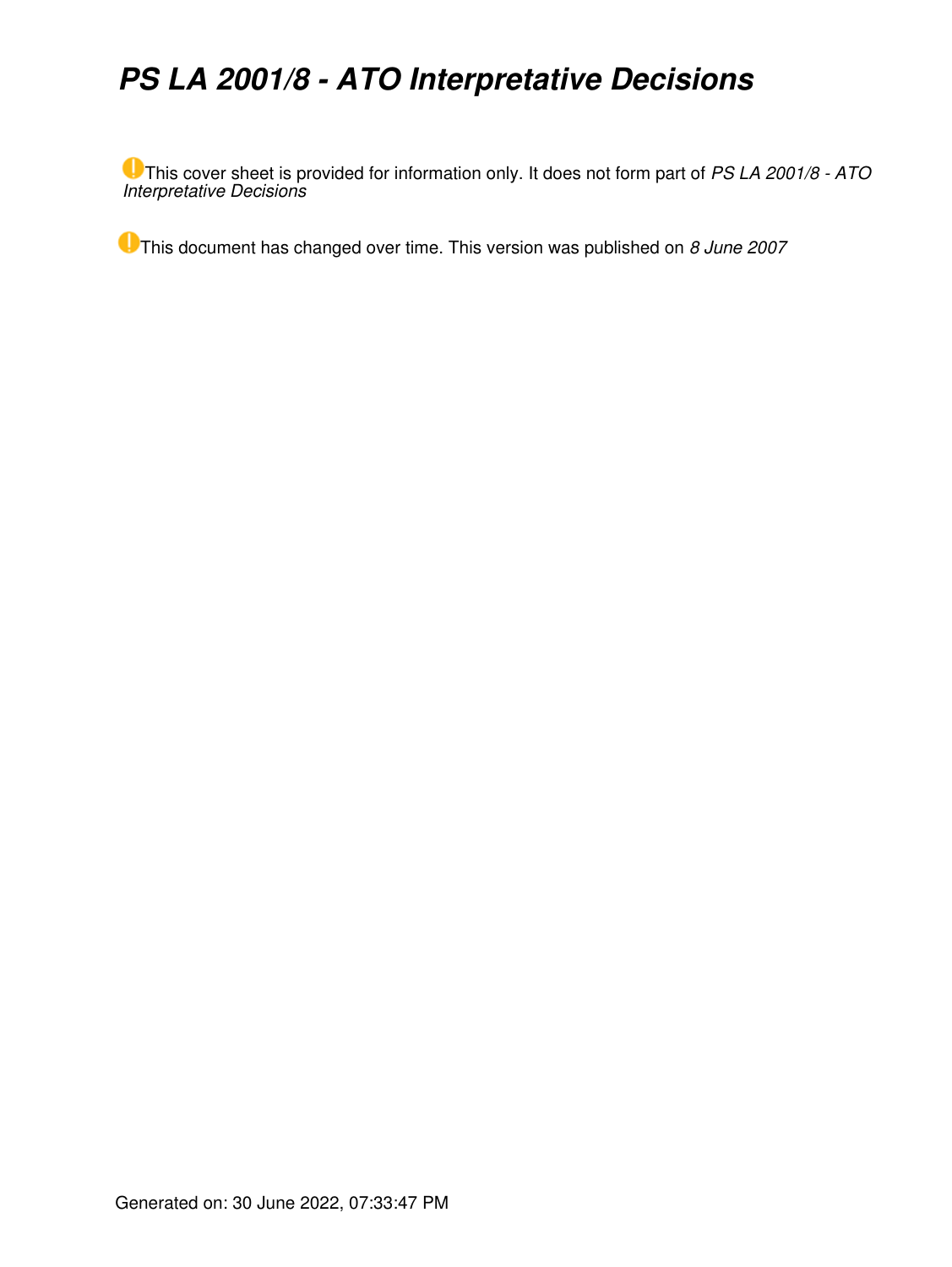# *PS LA 2001/8 - ATO Interpretative Decisions*

This cover sheet is provided for information only. It does not form part of *PS LA 2001/8 - ATO Interpretative Decisions*

This document has changed over time. This version was published on *8 June 2007*

Generated on: 30 June 2022, 07:33:47 PM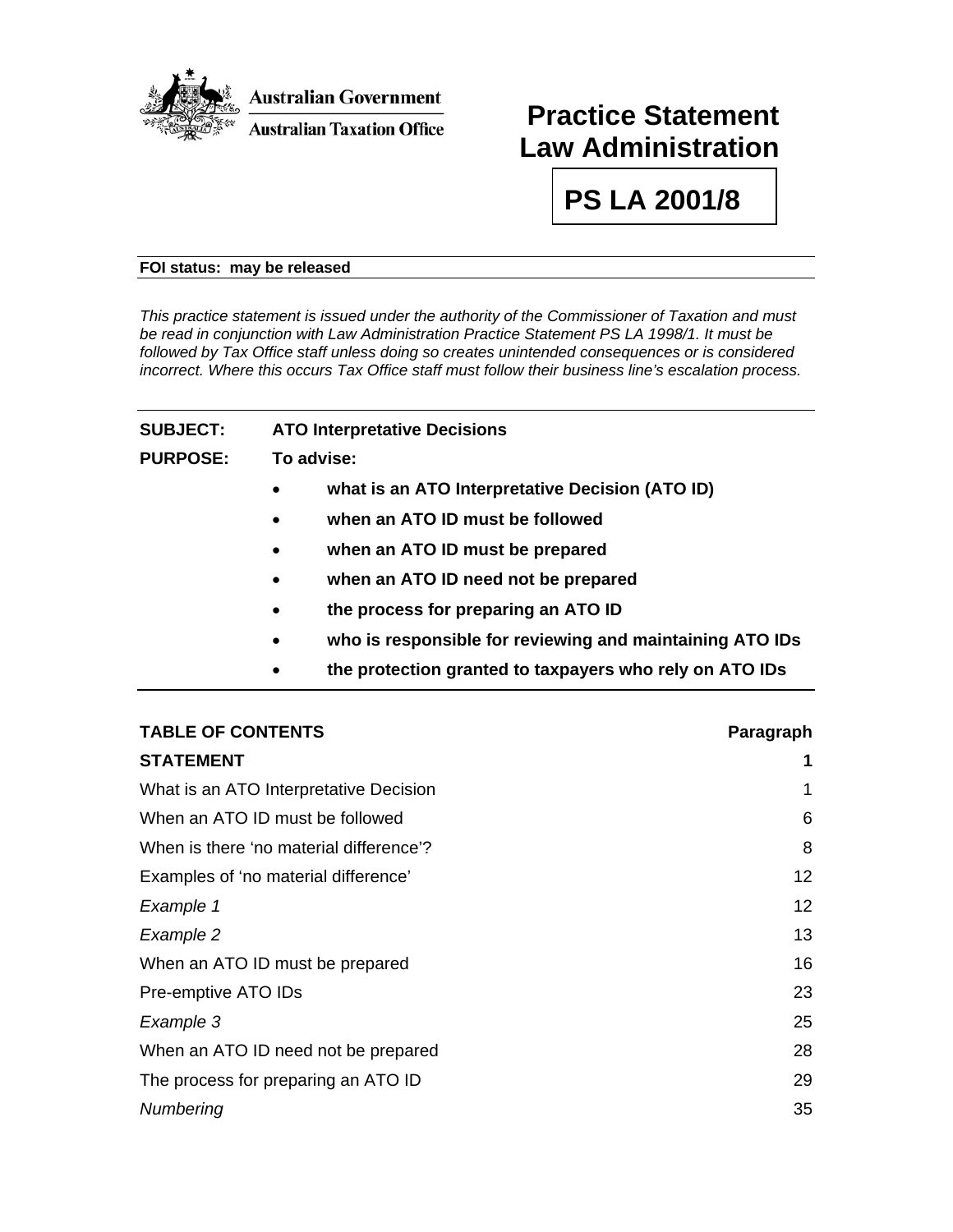**Australian Government**

**Australian Taxation Office**

# Practice Statement Law Administration

## PS LA 2001/8

**FOI status: may be released**

*This practice statement is issued under the authority of the Commissioner of Taxation and must be read in conjunction with Law Administration Practice Statement PS LA 1998/1. It must be followed by Tax Office staff unless doing so creates unintended consequences or is considered incorrect. Where this occurs Tax Office staff must follow their business line's escalation process.*

**SUBJECT:** **ATO Interpretative Decisions**

**PURPOSE:** **To advise:**

- **what is an ATO Interpretative Decision (ATO ID)**
- **when an ATO ID must be followed**
- **when an ATO ID must be prepared**
- **when an ATO ID need not be prepared**
- **the process for preparing an ATO ID**
- **who is responsible for reviewing and maintaining ATO IDs**
- **the protection granted to taxpayers who rely on ATO IDs**

| **TABLE OF CONTENTS** | **Paragraph** |
|---|---|
| **STATEMENT** | **1** |
| What is an ATO Interpretative Decision | 1 |
| When an ATO ID must be followed | 6 |
| When is there 'no material difference'? | 8 |
| Examples of 'no material difference' | 12 |
| *Example 1* | 12 |
| *Example 2* | 13 |
| When an ATO ID must be prepared | 16 |
| Pre-emptive ATO IDs | 23 |
| *Example 3* | 25 |
| When an ATO ID need not be prepared | 28 |
| The process for preparing an ATO ID | 29 |
| *Numbering* | 35 |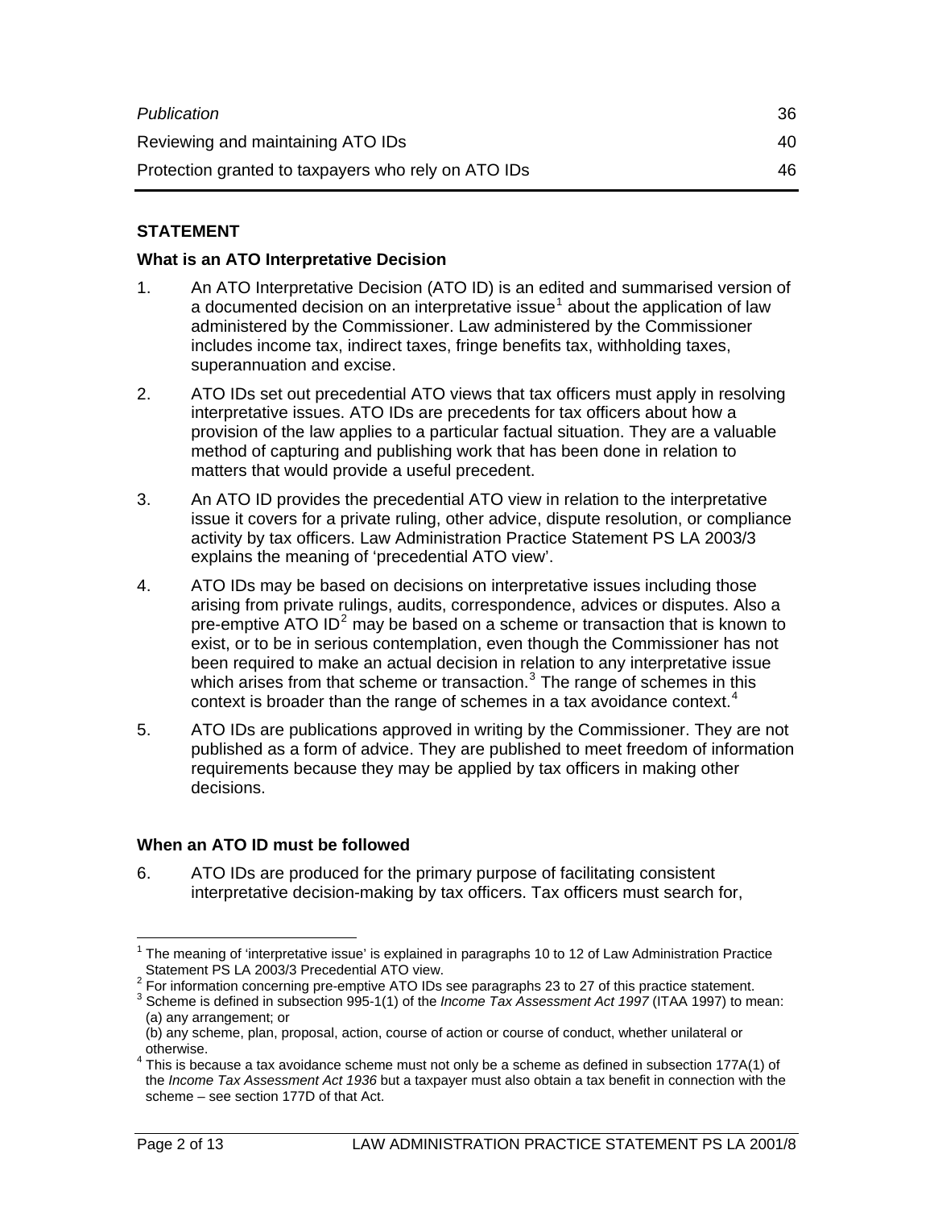| | |
|---|---|
| *Publication* | 36 |
| Reviewing and maintaining ATO IDs | 40 |
| Protection granted to taxpayers who rely on ATO IDs | 46 |

**STATEMENT**

**What is an ATO Interpretative Decision**

1. An ATO Interpretative Decision (ATO ID) is an edited and summarised version of a documented decision on an interpretative issue[1] about the application of law administered by the Commissioner. Law administered by the Commissioner includes income tax, indirect taxes, fringe benefits tax, withholding taxes, superannuation and excise.

2. ATO IDs set out precedential ATO views that tax officers must apply in resolving interpretative issues. ATO IDs are precedents for tax officers about how a provision of the law applies to a particular factual situation. They are a valuable method of capturing and publishing work that has been done in relation to matters that would provide a useful precedent.

3. An ATO ID provides the precedential ATO view in relation to the interpretative issue it covers for a private ruling, other advice, dispute resolution, or compliance activity by tax officers. Law Administration Practice Statement PS LA 2003/3 explains the meaning of 'precedential ATO view'.

4. ATO IDs may be based on decisions on interpretative issues including those arising from private rulings, audits, correspondence, advices or disputes. Also a pre-emptive ATO ID[2] may be based on a scheme or transaction that is known to exist, or to be in serious contemplation, even though the Commissioner has not been required to make an actual decision in relation to any interpretative issue which arises from that scheme or transaction.[3] The range of schemes in this context is broader than the range of schemes in a tax avoidance context.[4]

5. ATO IDs are publications approved in writing by the Commissioner. They are not published as a form of advice. They are published to meet freedom of information requirements because they may be applied by tax officers in making other decisions.

**When an ATO ID must be followed**

6. ATO IDs are produced for the primary purpose of facilitating consistent interpretative decision-making by tax officers. Tax officers must search for,

---

[1] The meaning of 'interpretative issue' is explained in paragraphs 10 to 12 of Law Administration Practice Statement PS LA 2003/3 Precedential ATO view.

[2] For information concerning pre-emptive ATO IDs see paragraphs 23 to 27 of this practice statement.

[3] Scheme is defined in subsection 995-1(1) of the *Income Tax Assessment Act 1997* (ITAA 1997) to mean:
(a) any arrangement; or
(b) any scheme, plan, proposal, action, course of action or course of conduct, whether unilateral or otherwise.

[4] This is because a tax avoidance scheme must not only be a scheme as defined in subsection 177A(1) of the *Income Tax Assessment Act 1936* but a taxpayer must also obtain a tax benefit in connection with the scheme – see section 177D of that Act.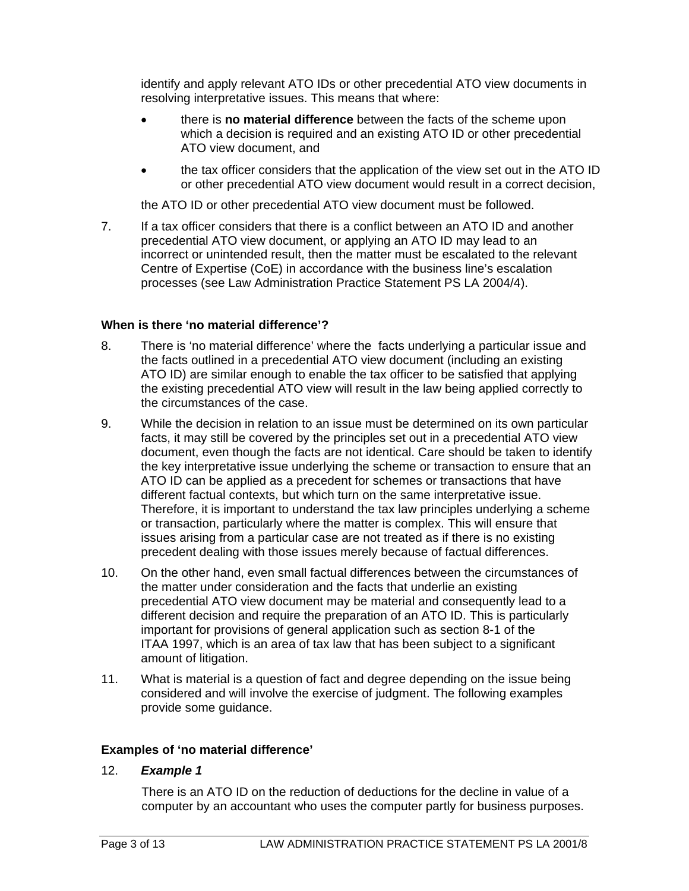identify and apply relevant ATO IDs or other precedential ATO view documents in resolving interpretative issues. This means that where:

- there is **no material difference** between the facts of the scheme upon which a decision is required and an existing ATO ID or other precedential ATO view document, and
- the tax officer considers that the application of the view set out in the ATO ID or other precedential ATO view document would result in a correct decision,

the ATO ID or other precedential ATO view document must be followed.

7. If a tax officer considers that there is a conflict between an ATO ID and another precedential ATO view document, or applying an ATO ID may lead to an incorrect or unintended result, then the matter must be escalated to the relevant Centre of Expertise (CoE) in accordance with the business line's escalation processes (see Law Administration Practice Statement PS LA 2004/4).

### When is there 'no material difference'?

8. There is 'no material difference' where the facts underlying a particular issue and the facts outlined in a precedential ATO view document (including an existing ATO ID) are similar enough to enable the tax officer to be satisfied that applying the existing precedential ATO view will result in the law being applied correctly to the circumstances of the case.

9. While the decision in relation to an issue must be determined on its own particular facts, it may still be covered by the principles set out in a precedential ATO view document, even though the facts are not identical. Care should be taken to identify the key interpretative issue underlying the scheme or transaction to ensure that an ATO ID can be applied as a precedent for schemes or transactions that have different factual contexts, but which turn on the same interpretative issue. Therefore, it is important to understand the tax law principles underlying a scheme or transaction, particularly where the matter is complex. This will ensure that issues arising from a particular case are not treated as if there is no existing precedent dealing with those issues merely because of factual differences.

10. On the other hand, even small factual differences between the circumstances of the matter under consideration and the facts that underlie an existing precedential ATO view document may be material and consequently lead to a different decision and require the preparation of an ATO ID. This is particularly important for provisions of general application such as section 8-1 of the ITAA 1997, which is an area of tax law that has been subject to a significant amount of litigation.

11. What is material is a question of fact and degree depending on the issue being considered and will involve the exercise of judgment. The following examples provide some guidance.

### Examples of 'no material difference'

12. ***Example 1***

There is an ATO ID on the reduction of deductions for the decline in value of a computer by an accountant who uses the computer partly for business purposes.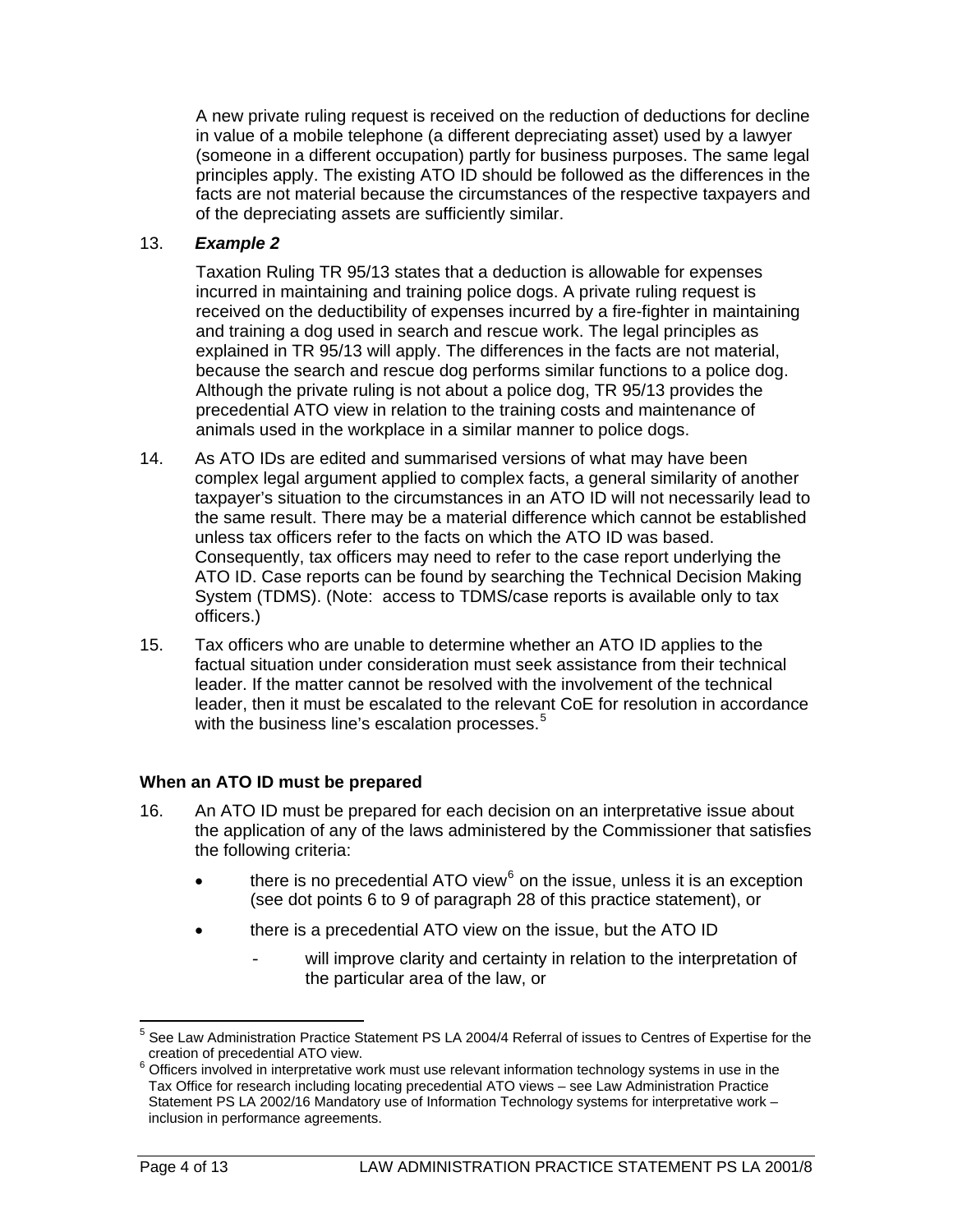A new private ruling request is received on the reduction of deductions for decline in value of a mobile telephone (a different depreciating asset) used by a lawyer (someone in a different occupation) partly for business purposes. The same legal principles apply. The existing ATO ID should be followed as the differences in the facts are not material because the circumstances of the respective taxpayers and of the depreciating assets are sufficiently similar.

13. ***Example 2***

Taxation Ruling TR 95/13 states that a deduction is allowable for expenses incurred in maintaining and training police dogs. A private ruling request is received on the deductibility of expenses incurred by a fire-fighter in maintaining and training a dog used in search and rescue work. The legal principles as explained in TR 95/13 will apply. The differences in the facts are not material, because the search and rescue dog performs similar functions to a police dog. Although the private ruling is not about a police dog, TR 95/13 provides the precedential ATO view in relation to the training costs and maintenance of animals used in the workplace in a similar manner to police dogs.

14. As ATO IDs are edited and summarised versions of what may have been complex legal argument applied to complex facts, a general similarity of another taxpayer's situation to the circumstances in an ATO ID will not necessarily lead to the same result. There may be a material difference which cannot be established unless tax officers refer to the facts on which the ATO ID was based. Consequently, tax officers may need to refer to the case report underlying the ATO ID. Case reports can be found by searching the Technical Decision Making System (TDMS). (Note: access to TDMS/case reports is available only to tax officers.)

15. Tax officers who are unable to determine whether an ATO ID applies to the factual situation under consideration must seek assistance from their technical leader. If the matter cannot be resolved with the involvement of the technical leader, then it must be escalated to the relevant CoE for resolution in accordance with the business line's escalation processes.[5]

### When an ATO ID must be prepared

16. An ATO ID must be prepared for each decision on an interpretative issue about the application of any of the laws administered by the Commissioner that satisfies the following criteria:

- there is no precedential ATO view[6] on the issue, unless it is an exception (see dot points 6 to 9 of paragraph 28 of this practice statement), or
- there is a precedential ATO view on the issue, but the ATO ID
  - will improve clarity and certainty in relation to the interpretation of the particular area of the law, or

---

[5] See Law Administration Practice Statement PS LA 2004/4 Referral of issues to Centres of Expertise for the creation of precedential ATO view.

[6] Officers involved in interpretative work must use relevant information technology systems in use in the Tax Office for research including locating precedential ATO views – see Law Administration Practice Statement PS LA 2002/16 Mandatory use of Information Technology systems for interpretative work – inclusion in performance agreements.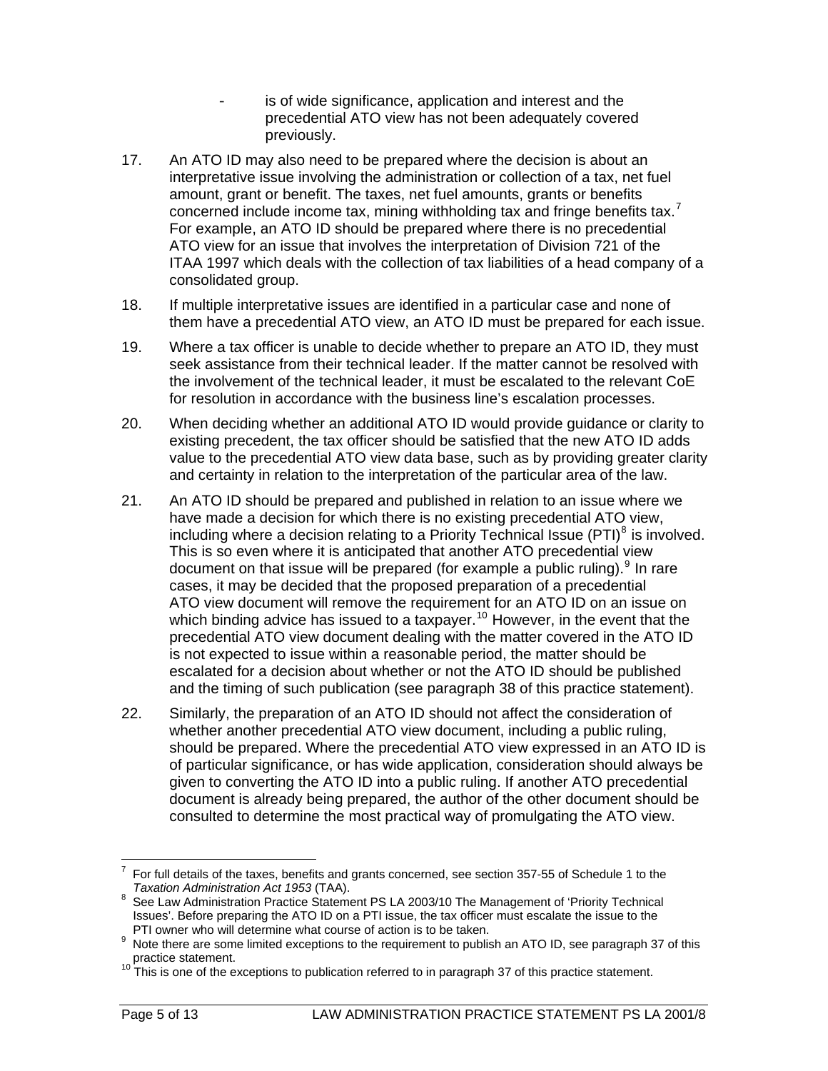- is of wide significance, application and interest and the precedential ATO view has not been adequately covered previously.

17. An ATO ID may also need to be prepared where the decision is about an interpretative issue involving the administration or collection of a tax, net fuel amount, grant or benefit. The taxes, net fuel amounts, grants or benefits concerned include income tax, mining withholding tax and fringe benefits tax.[7] For example, an ATO ID should be prepared where there is no precedential ATO view for an issue that involves the interpretation of Division 721 of the ITAA 1997 which deals with the collection of tax liabilities of a head company of a consolidated group.

18. If multiple interpretative issues are identified in a particular case and none of them have a precedential ATO view, an ATO ID must be prepared for each issue.

19. Where a tax officer is unable to decide whether to prepare an ATO ID, they must seek assistance from their technical leader. If the matter cannot be resolved with the involvement of the technical leader, it must be escalated to the relevant CoE for resolution in accordance with the business line's escalation processes.

20. When deciding whether an additional ATO ID would provide guidance or clarity to existing precedent, the tax officer should be satisfied that the new ATO ID adds value to the precedential ATO view data base, such as by providing greater clarity and certainty in relation to the interpretation of the particular area of the law.

21. An ATO ID should be prepared and published in relation to an issue where we have made a decision for which there is no existing precedential ATO view, including where a decision relating to a Priority Technical Issue (PTI)[8] is involved. This is so even where it is anticipated that another ATO precedential view document on that issue will be prepared (for example a public ruling).[9] In rare cases, it may be decided that the proposed preparation of a precedential ATO view document will remove the requirement for an ATO ID on an issue on which binding advice has issued to a taxpayer.[10] However, in the event that the precedential ATO view document dealing with the matter covered in the ATO ID is not expected to issue within a reasonable period, the matter should be escalated for a decision about whether or not the ATO ID should be published and the timing of such publication (see paragraph 38 of this practice statement).

22. Similarly, the preparation of an ATO ID should not affect the consideration of whether another precedential ATO view document, including a public ruling, should be prepared. Where the precedential ATO view expressed in an ATO ID is of particular significance, or has wide application, consideration should always be given to converting the ATO ID into a public ruling. If another ATO precedential document is already being prepared, the author of the other document should be consulted to determine the most practical way of promulgating the ATO view.

---

[7] For full details of the taxes, benefits and grants concerned, see section 357-55 of Schedule 1 to the *Taxation Administration Act 1953* (TAA).

[8] See Law Administration Practice Statement PS LA 2003/10 The Management of 'Priority Technical Issues'. Before preparing the ATO ID on a PTI issue, the tax officer must escalate the issue to the PTI owner who will determine what course of action is to be taken.

[9] Note there are some limited exceptions to the requirement to publish an ATO ID, see paragraph 37 of this practice statement.

[10] This is one of the exceptions to publication referred to in paragraph 37 of this practice statement.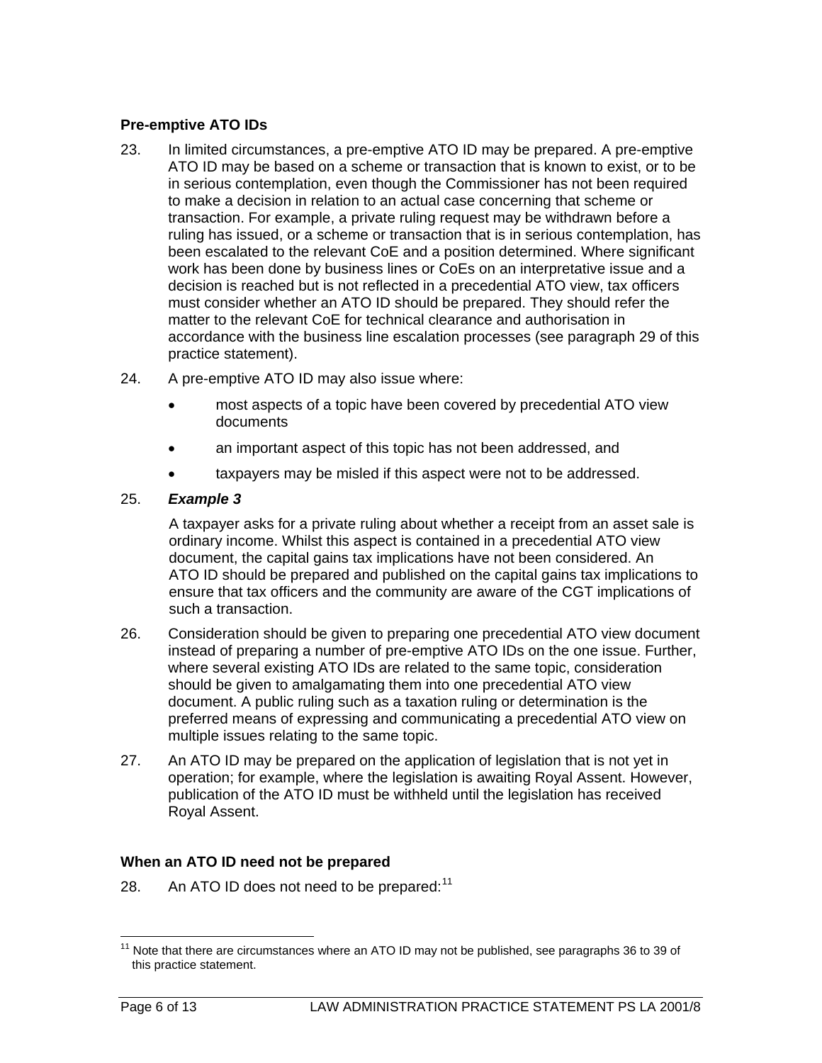### Pre-emptive ATO IDs

23. In limited circumstances, a pre-emptive ATO ID may be prepared. A pre-emptive ATO ID may be based on a scheme or transaction that is known to exist, or to be in serious contemplation, even though the Commissioner has not been required to make a decision in relation to an actual case concerning that scheme or transaction. For example, a private ruling request may be withdrawn before a ruling has issued, or a scheme or transaction that is in serious contemplation, has been escalated to the relevant CoE and a position determined. Where significant work has been done by business lines or CoEs on an interpretative issue and a decision is reached but is not reflected in a precedential ATO view, tax officers must consider whether an ATO ID should be prepared. They should refer the matter to the relevant CoE for technical clearance and authorisation in accordance with the business line escalation processes (see paragraph 29 of this practice statement).

24. A pre-emptive ATO ID may also issue where:

- most aspects of a topic have been covered by precedential ATO view documents
- an important aspect of this topic has not been addressed, and
- taxpayers may be misled if this aspect were not to be addressed.

25. ***Example 3***

A taxpayer asks for a private ruling about whether a receipt from an asset sale is ordinary income. Whilst this aspect is contained in a precedential ATO view document, the capital gains tax implications have not been considered. An ATO ID should be prepared and published on the capital gains tax implications to ensure that tax officers and the community are aware of the CGT implications of such a transaction.

26. Consideration should be given to preparing one precedential ATO view document instead of preparing a number of pre-emptive ATO IDs on the one issue. Further, where several existing ATO IDs are related to the same topic, consideration should be given to amalgamating them into one precedential ATO view document. A public ruling such as a taxation ruling or determination is the preferred means of expressing and communicating a precedential ATO view on multiple issues relating to the same topic.

27. An ATO ID may be prepared on the application of legislation that is not yet in operation; for example, where the legislation is awaiting Royal Assent. However, publication of the ATO ID must be withheld until the legislation has received Royal Assent.

### When an ATO ID need not be prepared

28. An ATO ID does not need to be prepared:[11]

[11] Note that there are circumstances where an ATO ID may not be published, see paragraphs 36 to 39 of this practice statement.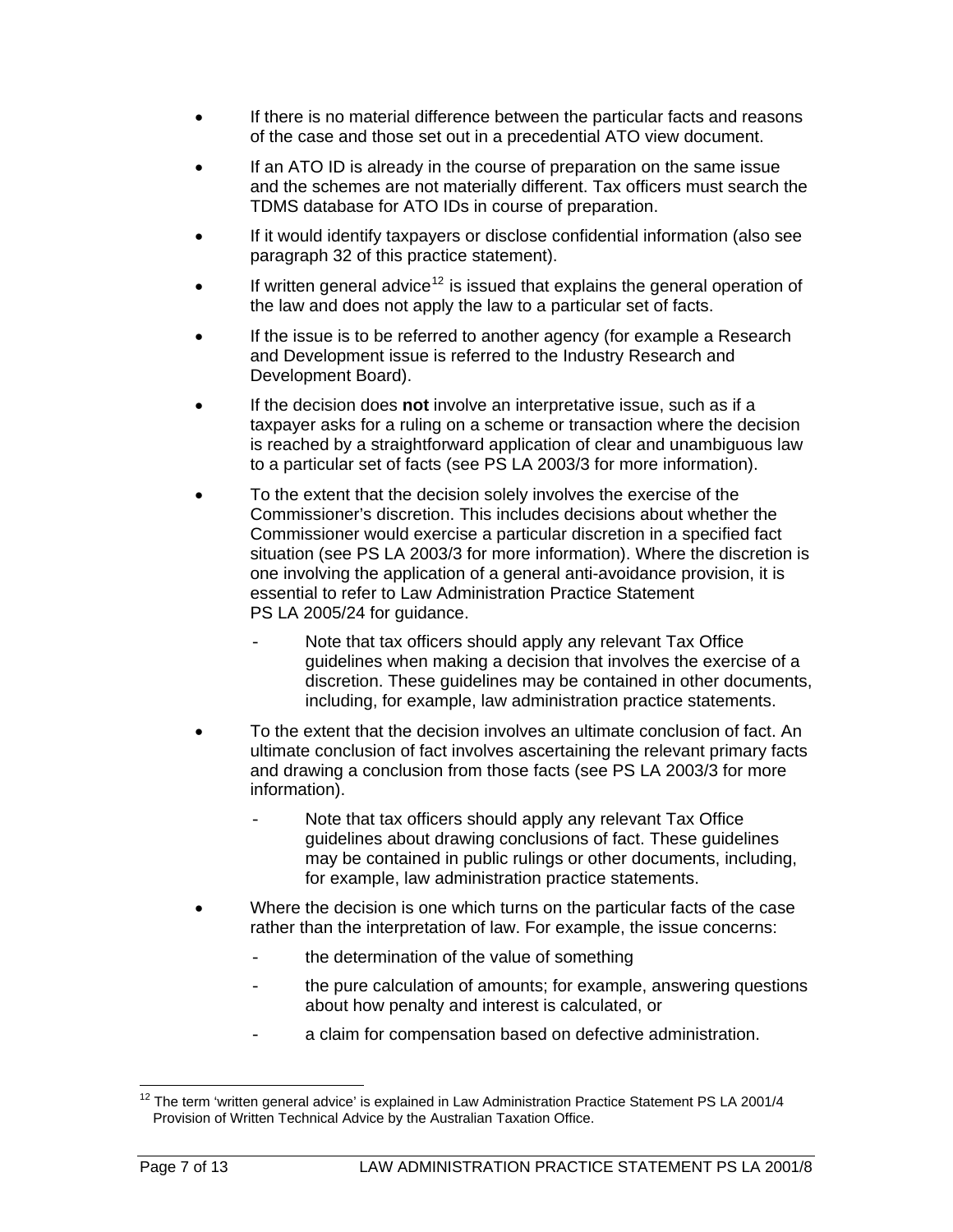- If there is no material difference between the particular facts and reasons of the case and those set out in a precedential ATO view document.
- If an ATO ID is already in the course of preparation on the same issue and the schemes are not materially different. Tax officers must search the TDMS database for ATO IDs in course of preparation.
- If it would identify taxpayers or disclose confidential information (also see paragraph 32 of this practice statement).
- If written general advice[12] is issued that explains the general operation of the law and does not apply the law to a particular set of facts.
- If the issue is to be referred to another agency (for example a Research and Development issue is referred to the Industry Research and Development Board).
- If the decision does **not** involve an interpretative issue, such as if a taxpayer asks for a ruling on a scheme or transaction where the decision is reached by a straightforward application of clear and unambiguous law to a particular set of facts (see PS LA 2003/3 for more information).
- To the extent that the decision solely involves the exercise of the Commissioner's discretion. This includes decisions about whether the Commissioner would exercise a particular discretion in a specified fact situation (see PS LA 2003/3 for more information). Where the discretion is one involving the application of a general anti-avoidance provision, it is essential to refer to Law Administration Practice Statement PS LA 2005/24 for guidance.
  - Note that tax officers should apply any relevant Tax Office guidelines when making a decision that involves the exercise of a discretion. These guidelines may be contained in other documents, including, for example, law administration practice statements.
- To the extent that the decision involves an ultimate conclusion of fact. An ultimate conclusion of fact involves ascertaining the relevant primary facts and drawing a conclusion from those facts (see PS LA 2003/3 for more information).
  - Note that tax officers should apply any relevant Tax Office guidelines about drawing conclusions of fact. These guidelines may be contained in public rulings or other documents, including, for example, law administration practice statements.
- Where the decision is one which turns on the particular facts of the case rather than the interpretation of law. For example, the issue concerns:
  - the determination of the value of something
  - the pure calculation of amounts; for example, answering questions about how penalty and interest is calculated, or
  - a claim for compensation based on defective administration.

---

[12] The term 'written general advice' is explained in Law Administration Practice Statement PS LA 2001/4 Provision of Written Technical Advice by the Australian Taxation Office.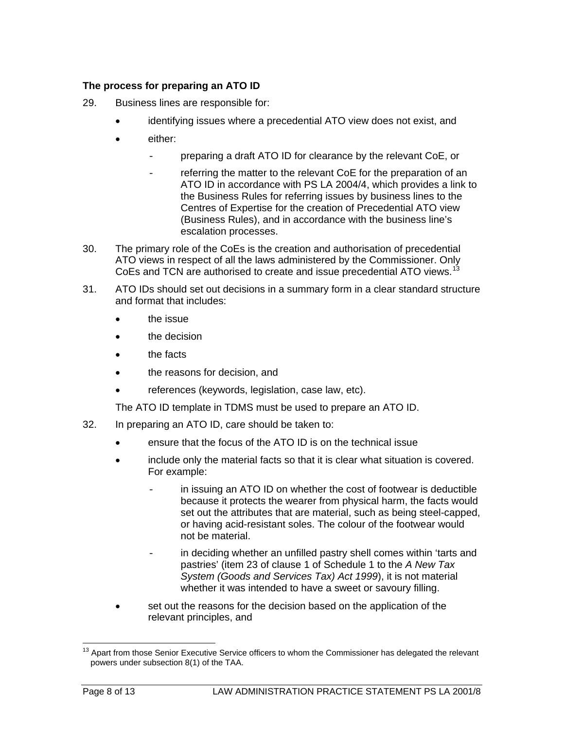### The process for preparing an ATO ID

29. Business lines are responsible for:

- identifying issues where a precedential ATO view does not exist, and
- either:
  - preparing a draft ATO ID for clearance by the relevant CoE, or
  - referring the matter to the relevant CoE for the preparation of an ATO ID in accordance with PS LA 2004/4, which provides a link to the Business Rules for referring issues by business lines to the Centres of Expertise for the creation of Precedential ATO view (Business Rules), and in accordance with the business line's escalation processes.

30. The primary role of the CoEs is the creation and authorisation of precedential ATO views in respect of all the laws administered by the Commissioner. Only CoEs and TCN are authorised to create and issue precedential ATO views.[13]

31. ATO IDs should set out decisions in a summary form in a clear standard structure and format that includes:

- the issue
- the decision
- the facts
- the reasons for decision, and
- references (keywords, legislation, case law, etc).

The ATO ID template in TDMS must be used to prepare an ATO ID.

32. In preparing an ATO ID, care should be taken to:

- ensure that the focus of the ATO ID is on the technical issue
- include only the material facts so that it is clear what situation is covered. For example:
  - in issuing an ATO ID on whether the cost of footwear is deductible because it protects the wearer from physical harm, the facts would set out the attributes that are material, such as being steel-capped, or having acid-resistant soles. The colour of the footwear would not be material.
  - in deciding whether an unfilled pastry shell comes within 'tarts and pastries' (item 23 of clause 1 of Schedule 1 to the *A New Tax System (Goods and Services Tax) Act 1999*), it is not material whether it was intended to have a sweet or savoury filling.
- set out the reasons for the decision based on the application of the relevant principles, and

---

[13] Apart from those Senior Executive Service officers to whom the Commissioner has delegated the relevant powers under subsection 8(1) of the TAA.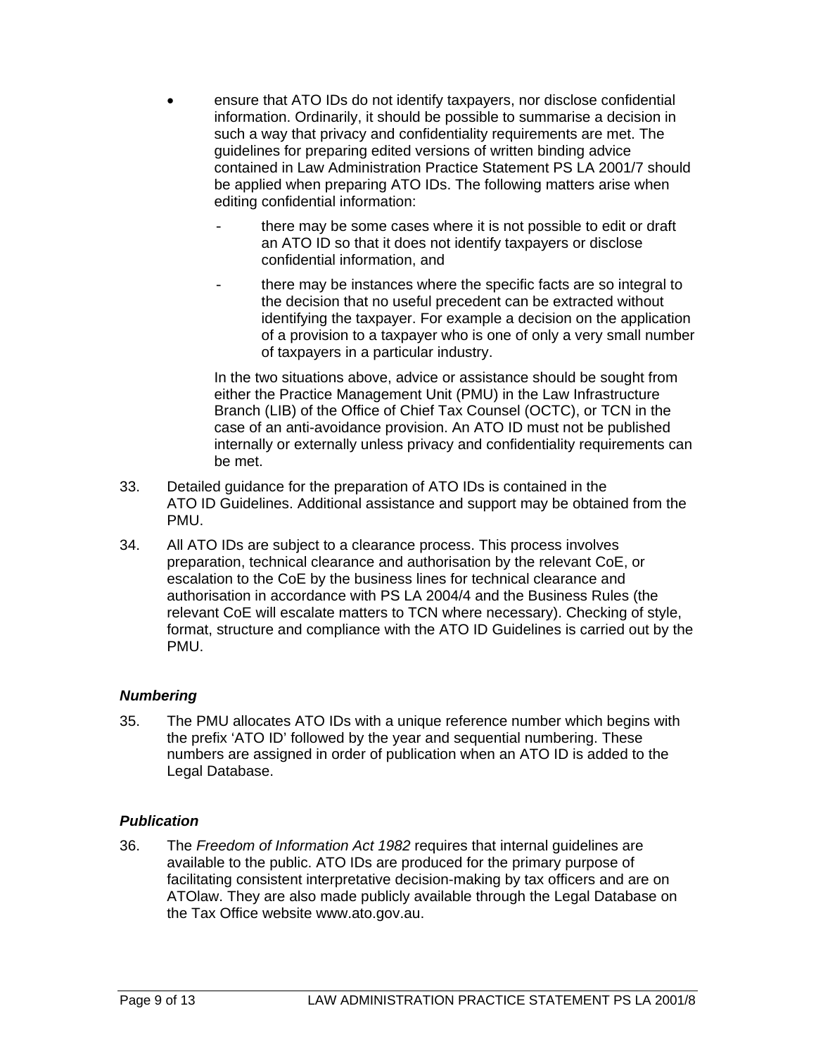- ensure that ATO IDs do not identify taxpayers, nor disclose confidential information. Ordinarily, it should be possible to summarise a decision in such a way that privacy and confidentiality requirements are met. The guidelines for preparing edited versions of written binding advice contained in Law Administration Practice Statement PS LA 2001/7 should be applied when preparing ATO IDs. The following matters arise when editing confidential information:
  - there may be some cases where it is not possible to edit or draft an ATO ID so that it does not identify taxpayers or disclose confidential information, and
  - there may be instances where the specific facts are so integral to the decision that no useful precedent can be extracted without identifying the taxpayer. For example a decision on the application of a provision to a taxpayer who is one of only a very small number of taxpayers in a particular industry.

  In the two situations above, advice or assistance should be sought from either the Practice Management Unit (PMU) in the Law Infrastructure Branch (LIB) of the Office of Chief Tax Counsel (OCTC), or TCN in the case of an anti-avoidance provision. An ATO ID must not be published internally or externally unless privacy and confidentiality requirements can be met.

33. Detailed guidance for the preparation of ATO IDs is contained in the ATO ID Guidelines. Additional assistance and support may be obtained from the PMU.

34. All ATO IDs are subject to a clearance process. This process involves preparation, technical clearance and authorisation by the relevant CoE, or escalation to the CoE by the business lines for technical clearance and authorisation in accordance with PS LA 2004/4 and the Business Rules (the relevant CoE will escalate matters to TCN where necessary). Checking of style, format, structure and compliance with the ATO ID Guidelines is carried out by the PMU.

### *Numbering*

35. The PMU allocates ATO IDs with a unique reference number which begins with the prefix 'ATO ID' followed by the year and sequential numbering. These numbers are assigned in order of publication when an ATO ID is added to the Legal Database.

### *Publication*

36. The *Freedom of Information Act 1982* requires that internal guidelines are available to the public. ATO IDs are produced for the primary purpose of facilitating consistent interpretative decision-making by tax officers and are on ATOlaw. They are also made publicly available through the Legal Database on the Tax Office website www.ato.gov.au.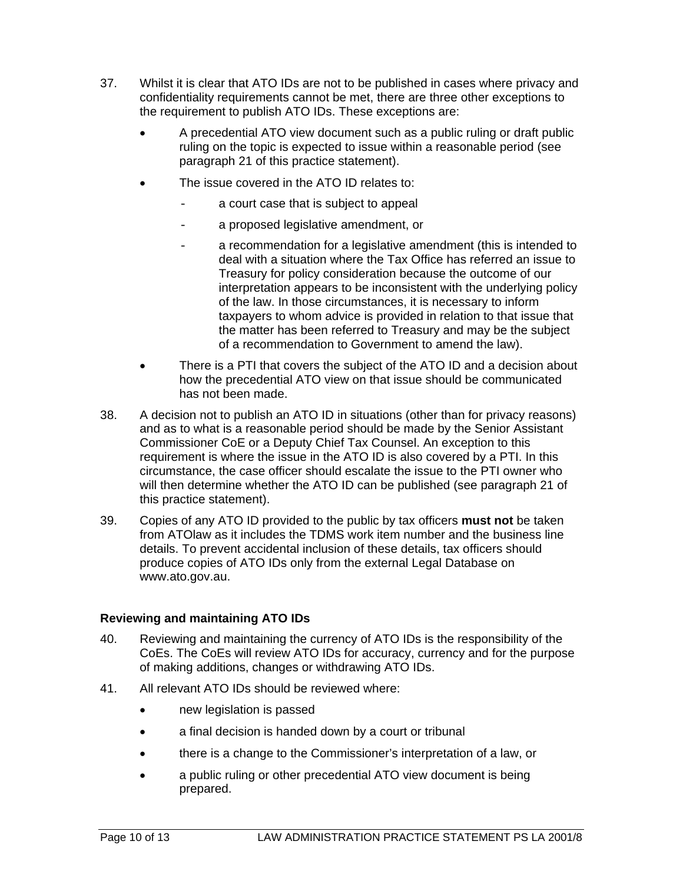37. Whilst it is clear that ATO IDs are not to be published in cases where privacy and confidentiality requirements cannot be met, there are three other exceptions to the requirement to publish ATO IDs. These exceptions are:

   - A precedential ATO view document such as a public ruling or draft public ruling on the topic is expected to issue within a reasonable period (see paragraph 21 of this practice statement).
   - The issue covered in the ATO ID relates to:
     - a court case that is subject to appeal
     - a proposed legislative amendment, or
     - a recommendation for a legislative amendment (this is intended to deal with a situation where the Tax Office has referred an issue to Treasury for policy consideration because the outcome of our interpretation appears to be inconsistent with the underlying policy of the law. In those circumstances, it is necessary to inform taxpayers to whom advice is provided in relation to that issue that the matter has been referred to Treasury and may be the subject of a recommendation to Government to amend the law).
   - There is a PTI that covers the subject of the ATO ID and a decision about how the precedential ATO view on that issue should be communicated has not been made.

38. A decision not to publish an ATO ID in situations (other than for privacy reasons) and as to what is a reasonable period should be made by the Senior Assistant Commissioner CoE or a Deputy Chief Tax Counsel. An exception to this requirement is where the issue in the ATO ID is also covered by a PTI. In this circumstance, the case officer should escalate the issue to the PTI owner who will then determine whether the ATO ID can be published (see paragraph 21 of this practice statement).

39. Copies of any ATO ID provided to the public by tax officers **must not** be taken from ATOlaw as it includes the TDMS work item number and the business line details. To prevent accidental inclusion of these details, tax officers should produce copies of ATO IDs only from the external Legal Database on www.ato.gov.au.

### Reviewing and maintaining ATO IDs

40. Reviewing and maintaining the currency of ATO IDs is the responsibility of the CoEs. The CoEs will review ATO IDs for accuracy, currency and for the purpose of making additions, changes or withdrawing ATO IDs.

41. All relevant ATO IDs should be reviewed where:

   - new legislation is passed
   - a final decision is handed down by a court or tribunal
   - there is a change to the Commissioner's interpretation of a law, or
   - a public ruling or other precedential ATO view document is being prepared.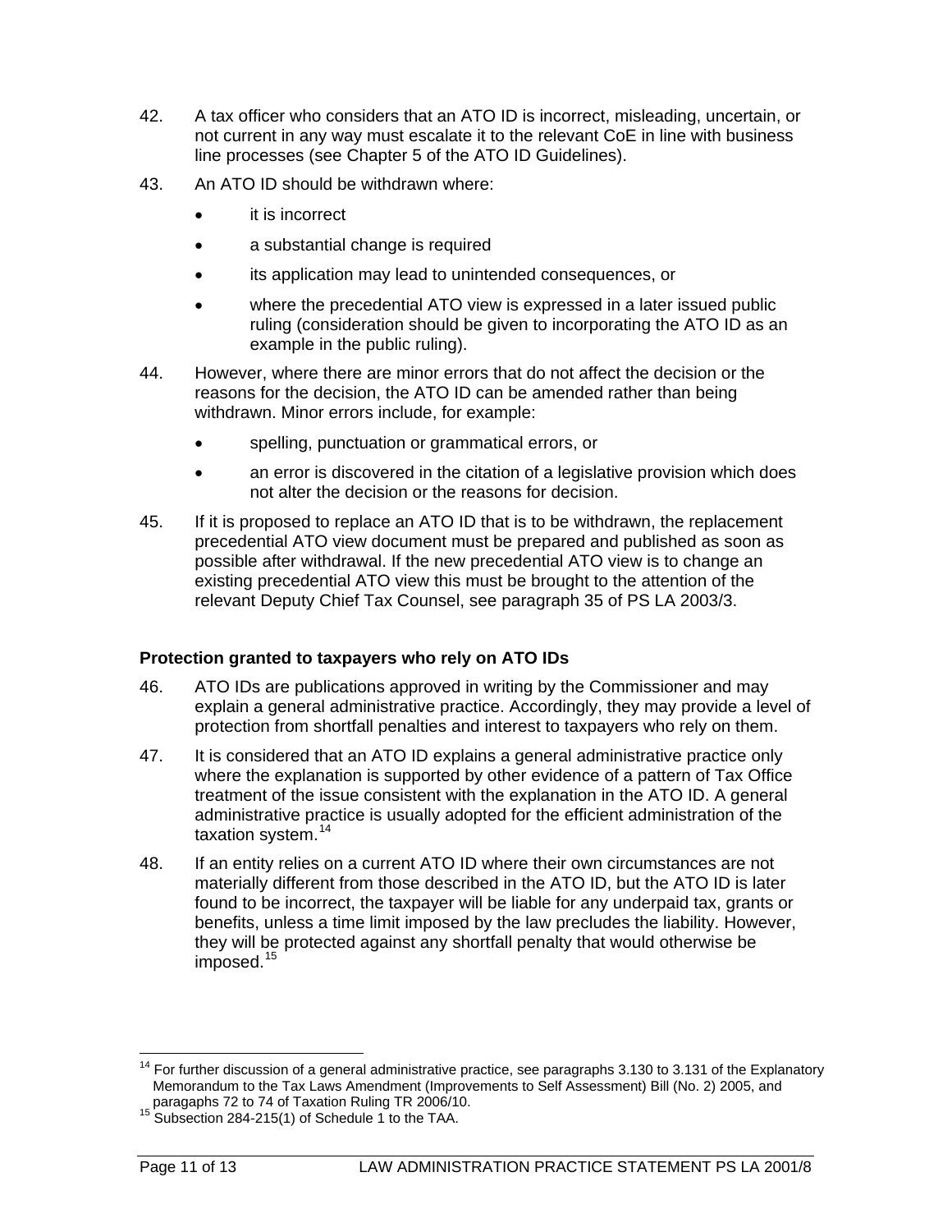42. A tax officer who considers that an ATO ID is incorrect, misleading, uncertain, or not current in any way must escalate it to the relevant CoE in line with business line processes (see Chapter 5 of the ATO ID Guidelines).

43. An ATO ID should be withdrawn where:

- it is incorrect
- a substantial change is required
- its application may lead to unintended consequences, or
- where the precedential ATO view is expressed in a later issued public ruling (consideration should be given to incorporating the ATO ID as an example in the public ruling).

44. However, where there are minor errors that do not affect the decision or the reasons for the decision, the ATO ID can be amended rather than being withdrawn. Minor errors include, for example:

- spelling, punctuation or grammatical errors, or
- an error is discovered in the citation of a legislative provision which does not alter the decision or the reasons for decision.

45. If it is proposed to replace an ATO ID that is to be withdrawn, the replacement precedential ATO view document must be prepared and published as soon as possible after withdrawal. If the new precedential ATO view is to change an existing precedential ATO view this must be brought to the attention of the relevant Deputy Chief Tax Counsel, see paragraph 35 of PS LA 2003/3.

### Protection granted to taxpayers who rely on ATO IDs

46. ATO IDs are publications approved in writing by the Commissioner and may explain a general administrative practice. Accordingly, they may provide a level of protection from shortfall penalties and interest to taxpayers who rely on them.

47. It is considered that an ATO ID explains a general administrative practice only where the explanation is supported by other evidence of a pattern of Tax Office treatment of the issue consistent with the explanation in the ATO ID. A general administrative practice is usually adopted for the efficient administration of the taxation system.[14]

48. If an entity relies on a current ATO ID where their own circumstances are not materially different from those described in the ATO ID, but the ATO ID is later found to be incorrect, the taxpayer will be liable for any underpaid tax, grants or benefits, unless a time limit imposed by the law precludes the liability. However, they will be protected against any shortfall penalty that would otherwise be imposed.[15]

---

[14] For further discussion of a general administrative practice, see paragraphs 3.130 to 3.131 of the Explanatory Memorandum to the Tax Laws Amendment (Improvements to Self Assessment) Bill (No. 2) 2005, and paragaphs 72 to 74 of Taxation Ruling TR 2006/10.

[15] Subsection 284-215(1) of Schedule 1 to the TAA.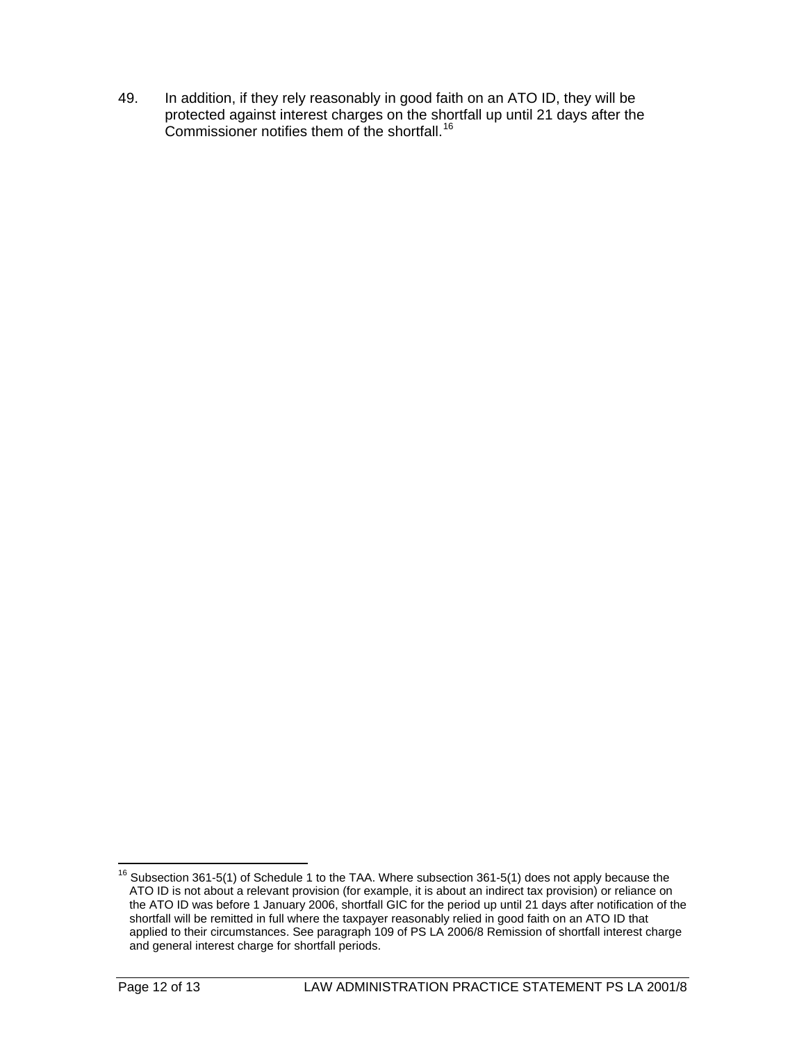49. In addition, if they rely reasonably in good faith on an ATO ID, they will be protected against interest charges on the shortfall up until 21 days after the Commissioner notifies them of the shortfall.[16]

[16] Subsection 361-5(1) of Schedule 1 to the TAA. Where subsection 361-5(1) does not apply because the ATO ID is not about a relevant provision (for example, it is about an indirect tax provision) or reliance on the ATO ID was before 1 January 2006, shortfall GIC for the period up until 21 days after notification of the shortfall will be remitted in full where the taxpayer reasonably relied in good faith on an ATO ID that applied to their circumstances. See paragraph 109 of PS LA 2006/8 Remission of shortfall interest charge and general interest charge for shortfall periods.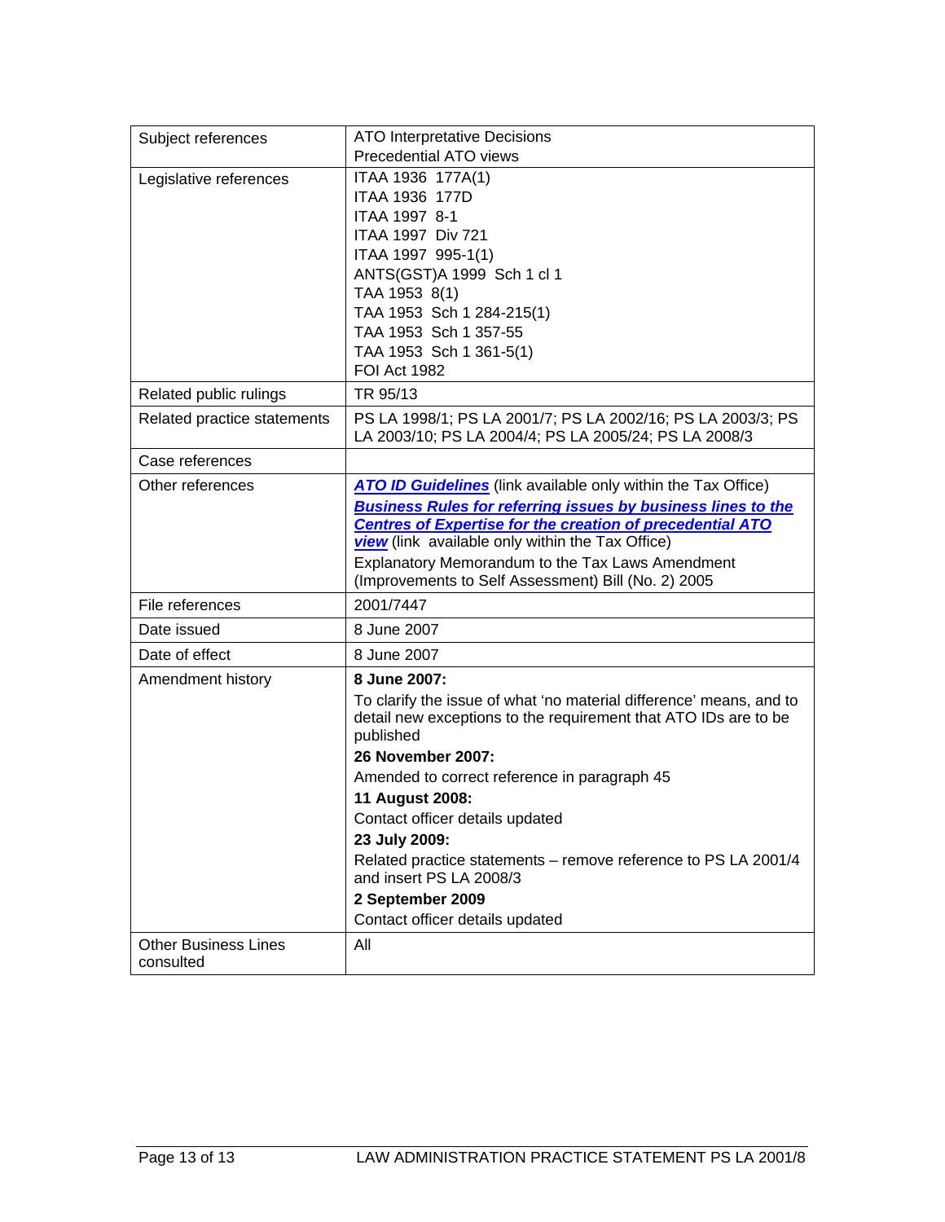| | |
|---|---|
| Subject references | ATO Interpretative Decisions<br>Precedential ATO views |
| Legislative references | ITAA 1936 177A(1)<br>ITAA 1936 177D<br>ITAA 1997 8-1<br>ITAA 1997 Div 721<br>ITAA 1997 995-1(1)<br>ANTS(GST)A 1999 Sch 1 cl 1<br>TAA 1953 8(1)<br>TAA 1953 Sch 1 284-215(1)<br>TAA 1953 Sch 1 357-55<br>TAA 1953 Sch 1 361-5(1)<br>FOI Act 1982 |
| Related public rulings | TR 95/13 |
| Related practice statements | PS LA 1998/1; PS LA 2001/7; PS LA 2002/16; PS LA 2003/3; PS LA 2003/10; PS LA 2004/4; PS LA 2005/24; PS LA 2008/3 |
| Case references | |
| Other references | ***ATO ID Guidelines*** (link available only within the Tax Office)<br>***Business Rules for referring issues by business lines to the Centres of Expertise for the creation of precedential ATO view*** (link available only within the Tax Office)<br>Explanatory Memorandum to the Tax Laws Amendment (Improvements to Self Assessment) Bill (No. 2) 2005 |
| File references | 2001/7447 |
| Date issued | 8 June 2007 |
| Date of effect | 8 June 2007 |
| Amendment history | **8 June 2007:**<br>To clarify the issue of what 'no material difference' means, and to detail new exceptions to the requirement that ATO IDs are to be published<br>**26 November 2007:**<br>Amended to correct reference in paragraph 45<br>**11 August 2008:**<br>Contact officer details updated<br>**23 July 2009:**<br>Related practice statements – remove reference to PS LA 2001/4 and insert PS LA 2008/3<br>**2 September 2009**<br>Contact officer details updated |
| Other Business Lines consulted | All |